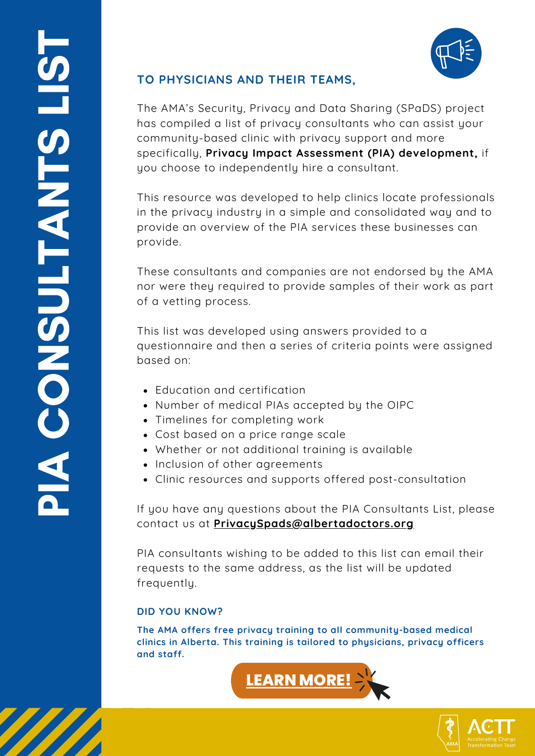# PIA CONSULTANTS LIST

**TO PHYSICIANS AND THEIR TEAMS,**

The AMA's Security, Privacy and Data Sharing (SPaDS) project has compiled a list of privacy consultants who can assist your community-based clinic with privacy support and more specifically, **Privacy Impact Assessment (PIA) development,** if you choose to independently hire a consultant.

This resource was developed to help clinics locate professionals in the privacy industry in a simple and consolidated way and to provide an overview of the PIA services these businesses can provide.

These consultants and companies are not endorsed by the AMA nor were they required to provide samples of their work as part of a vetting process.

This list was developed using answers provided to a questionnaire and then a series of criteria points were assigned based on:

- Education and certification
- Number of medical PIAs accepted by the OIPC
- Timelines for completing work
- Cost based on a price range scale
- Whether or not additional training is available
- Inclusion of other agreements
- Clinic resources and supports offered post-consultation

If you have any questions about the PIA Consultants List, please contact us at **PrivacySpads@albertadoctors.org**

PIA consultants wishing to be added to this list can email their requests to the same address, as the list will be updated frequently.

**DID YOU KNOW?**

**The AMA offers free privacy training to all community-based medical clinics in Alberta. This training is tailored to physicians, privacy officers and staff.**

**LEARN MORE!**

ACTT Accelerating Change Transformation Team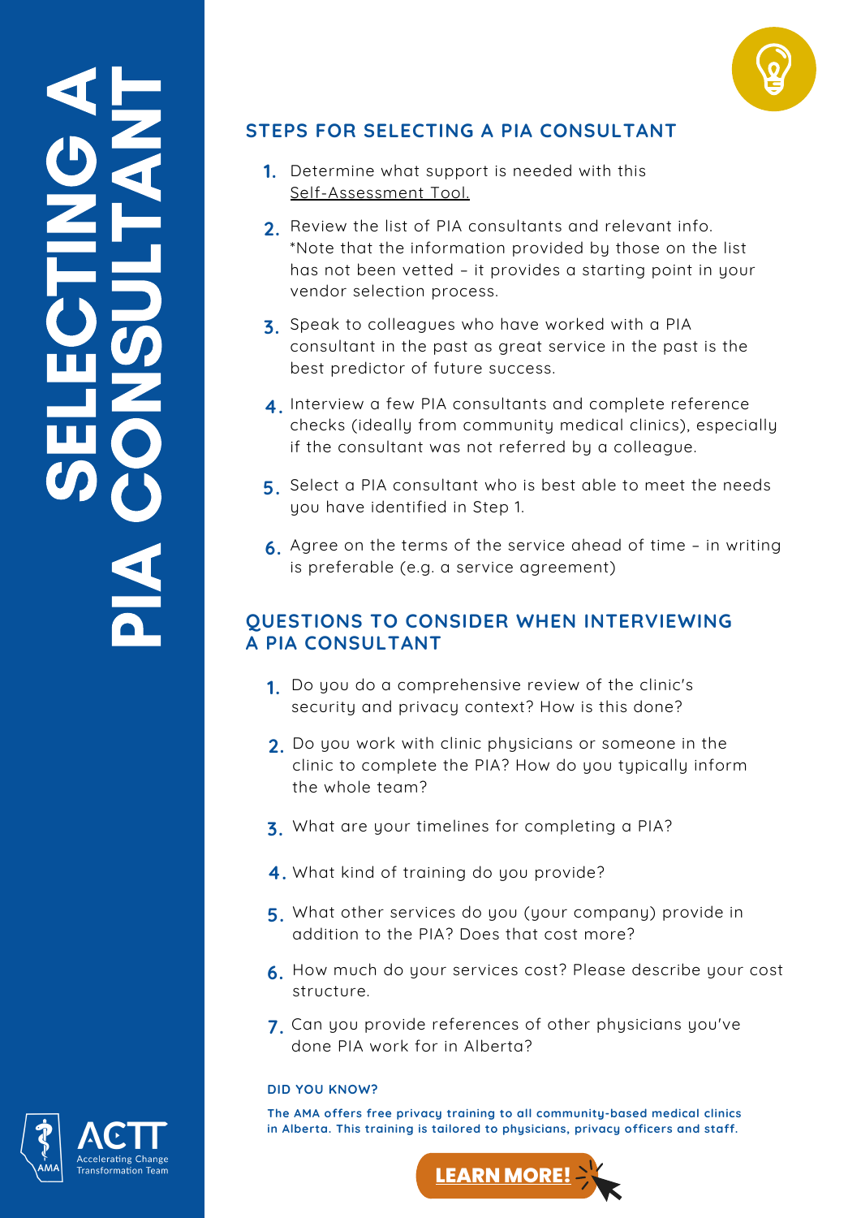# SELECTING A PIA CONSULTANT

## STEPS FOR SELECTING A PIA CONSULTANT

1. Determine what support is needed with this Self-Assessment Tool.
2. Review the list of PIA consultants and relevant info. *Note that the information provided by those on the list has not been vetted – it provides a starting point in your vendor selection process.
3. Speak to colleagues who have worked with a PIA consultant in the past as great service in the past is the best predictor of future success.
4. Interview a few PIA consultants and complete reference checks (ideally from community medical clinics), especially if the consultant was not referred by a colleague.
5. Select a PIA consultant who is best able to meet the needs you have identified in Step 1.
6. Agree on the terms of the service ahead of time – in writing is preferable (e.g. a service agreement)

## QUESTIONS TO CONSIDER WHEN INTERVIEWING A PIA CONSULTANT

1. Do you do a comprehensive review of the clinic's security and privacy context? How is this done?
2. Do you work with clinic physicians or someone in the clinic to complete the PIA? How do you typically inform the whole team?
3. What are your timelines for completing a PIA?
4. What kind of training do you provide?
5. What other services do you (your company) provide in addition to the PIA? Does that cost more?
6. How much do your services cost? Please describe your cost structure.
7. Can you provide references of other physicians you've done PIA work for in Alberta?

**DID YOU KNOW?**

**The AMA offers free privacy training to all community-based medical clinics in Alberta. This training is tailored to physicians, privacy officers and staff.**

**LEARN MORE!**

AMA ACTT Accelerating Change Transformation Team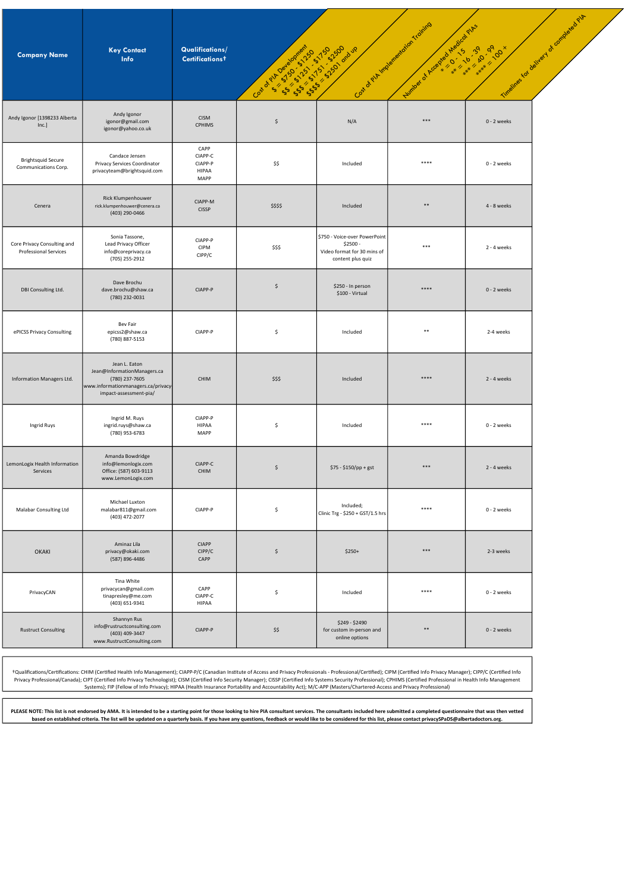| Company Name | Key Contact Info | Qualifications/ Certifications† | Cost of PIA Development $ = $750 - $1250 $$ = $1251 - $1750 $$$ = $1751 - $2500 $$$$ = $2501 and up | Cost of PIA Implementation Training | Number of Accepted Medical PIAs * = 0 - 15 ** = 16 - 39 *** = 40 - 99 **** = 100 + | Timelines for delivery of completed PIA |
|---|---|---|---|---|---|---|
| Andy Igonor [1398233 Alberta Inc.] | Andy Igonor igonor@gmail.com igonor@yahoo.co.uk | CISM CPHIMS | $ | N/A | *** | 0 - 2 weeks |
| Brightsquid Secure Communications Corp. | Candace Jensen Privacy Services Coordinator privacyteam@brightsquid.com | CAPP CIAPP-C CIAPP-P HIPAA MAPP | $$ | Included | **** | 0 - 2 weeks |
| Cenera | Rick Klumpenhouwer rick.klumpenhouwer@cenera.ca (403) 290-0466 | CIAPP-M CISSP | $$$$ | Included | ** | 4 - 8 weeks |
| Core Privacy Consulting and Professional Services | Sonia Tassone, Lead Privacy Officer info@coreprivacy.ca (705) 255-2912 | CIAPP-P CIPM CIPP/C | $$$ | $750 - Voice-over PowerPoint $2500 - Video format for 30 mins of content plus quiz | *** | 2 - 4 weeks |
| DBI Consulting Ltd. | Dave Brochu dave.brochu@shaw.ca (780) 232-0031 | CIAPP-P | $ | $250 - In person $100 - Virtual | **** | 0 - 2 weeks |
| ePICSS Privacy Consulting | Bev Fair epicss2@shaw.ca (780) 887-5153 | CIAPP-P | $ | Included | ** | 2-4 weeks |
| Information Managers Ltd. | Jean L. Eaton Jean@InformationManagers.ca (780) 237-7605 www.informationmanagers.ca/privacy-impact-assessment-pia/ | CHIM | $$$ | Included | **** | 2 - 4 weeks |
| Ingrid Ruys | Ingrid M. Ruys ingrid.ruys@shaw.ca (780) 953-6783 | CIAPP-P HIPAA MAPP | $ | Included | **** | 0 - 2 weeks |
| LemonLogix Health Information Services | Amanda Bowdridge info@lemonlogix.com Office: (587) 603-9113 www.LemonLogix.com | CIAPP-C CHIM | $ | $75 - $150/pp + gst | *** | 2 - 4 weeks |
| Malabar Consulting Ltd | Michael Luxton malabar811@gmail.com (403) 472-2077 | CIAPP-P | $ | Included; Clinic Trg - $250 + GST/1.5 hrs | **** | 0 - 2 weeks |
| OKAKI | Aminaz Lila privacy@okaki.com (587) 896-4486 | CIAPP CIPP/C CAPP | $ | $250+ | *** | 2-3 weeks |
| PrivacyCAN | Tina White privacycan@gmail.com tinapresley@me.com (403) 651-9341 | CAPP CIAPP-C HIPAA | $ | Included | **** | 0 - 2 weeks |
| Rustruct Consulting | Shannyn Rus info@rustructconsulting.com (403) 409-3447 www.RustructConsulting.com | CIAPP-P | $$ | $249 - $2490 for custom in-person and online options | ** | 0 - 2 weeks |

†Qualifications/Certifications: CHIM (Certified Health Info Management); CIAPP-P/C (Canadian Institute of Access and Privacy Professionals - Professional/Certified); CIPM (Certified Info Privacy Manager); CIPP/C (Certified Info Privacy Professional/Canada); CIPT (Certified Info Privacy Technologist); CISM (Certified Info Security Manager); CISSP (Certified Info Systems Security Professional); CPHIMS (Certified Professional in Health Info Management Systems); FIP (Fellow of Info Privacy); HIPAA (Health Insurance Portability and Accountability Act); M/C-APP (Masters/Chartered-Access and Privacy Professional)

**PLEASE NOTE: This list is not endorsed by AMA. It is intended to be a starting point for those looking to hire PIA consultant services. The consultants included here submitted a completed questionnaire that was then vetted based on established criteria. The list will be updated on a quarterly basis. If you have any questions, feedback or would like to be considered for this list, please contact privacySPaDS@albertadoctors.org.**